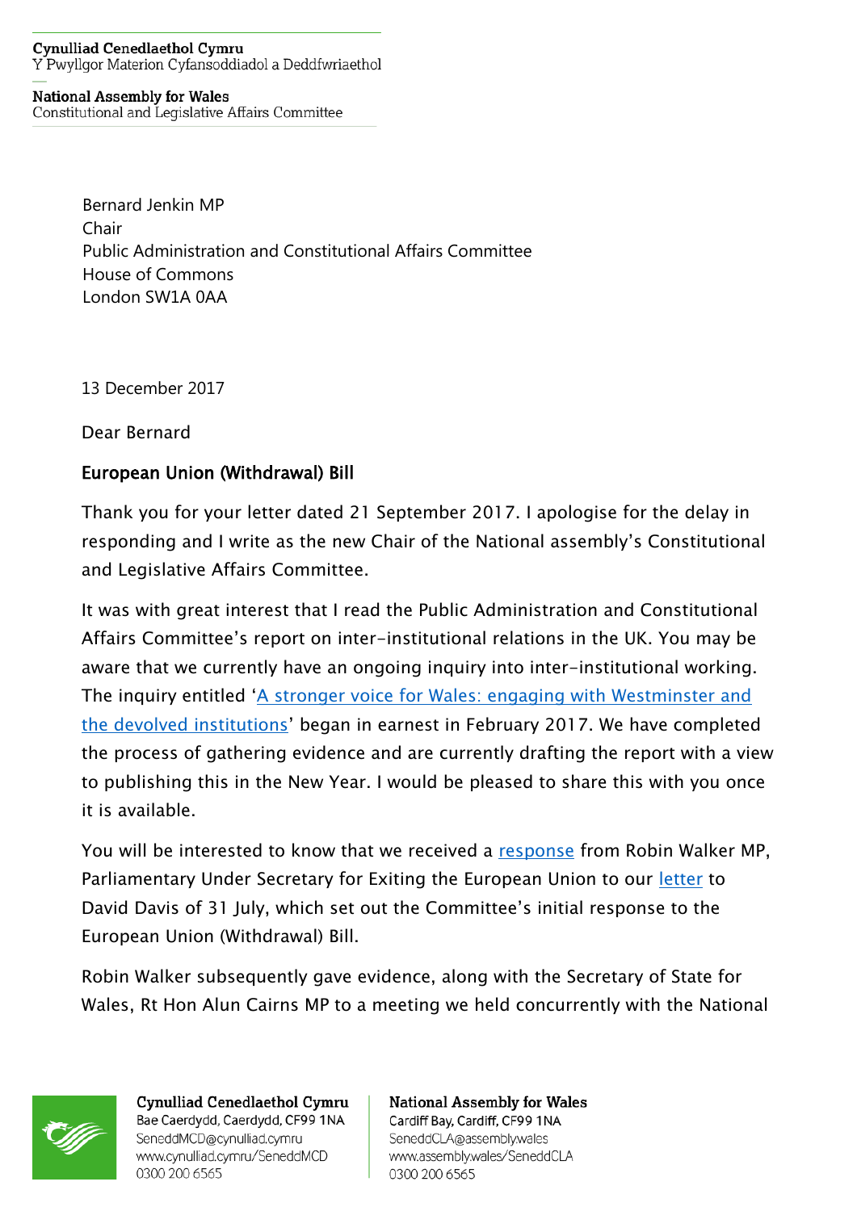**Cynulliad Cenedlaethol Cymru**
Y Pwyllgor Materion Cyfansoddiadol a Deddfwriaethol

**National Assembly for Wales**
Constitutional and Legislative Affairs Committee

Bernard Jenkin MP
Chair
Public Administration and Constitutional Affairs Committee
House of Commons
London SW1A 0AA

13 December 2017

Dear Bernard

**European Union (Withdrawal) Bill**

Thank you for your letter dated 21 September 2017. I apologise for the delay in responding and I write as the new Chair of the National assembly's Constitutional and Legislative Affairs Committee.

It was with great interest that I read the Public Administration and Constitutional Affairs Committee's report on inter-institutional relations in the UK. You may be aware that we currently have an ongoing inquiry into inter-institutional working. The inquiry entitled '[A stronger voice for Wales: engaging with Westminster and the devolved institutions]' began in earnest in February 2017. We have completed the process of gathering evidence and are currently drafting the report with a view to publishing this in the New Year. I would be pleased to share this with you once it is available.

You will be interested to know that we received a [response] from Robin Walker MP, Parliamentary Under Secretary for Exiting the European Union to our [letter] to David Davis of 31 July, which set out the Committee's initial response to the European Union (Withdrawal) Bill.

Robin Walker subsequently gave evidence, along with the Secretary of State for Wales, Rt Hon Alun Cairns MP to a meeting we held concurrently with the National

**Cynulliad Cenedlaethol Cymru**
Bae Caerdydd, Caerdydd, CF99 1NA
SeneddMCD@cynulliad.cymru
www.cynulliad.cymru/SeneddMCD
0300 200 6565

**National Assembly for Wales**
Cardiff Bay, Cardiff, CF99 1NA
SeneddCLA@assembly.wales
www.assembly.wales/SeneddCLA
0300 200 6565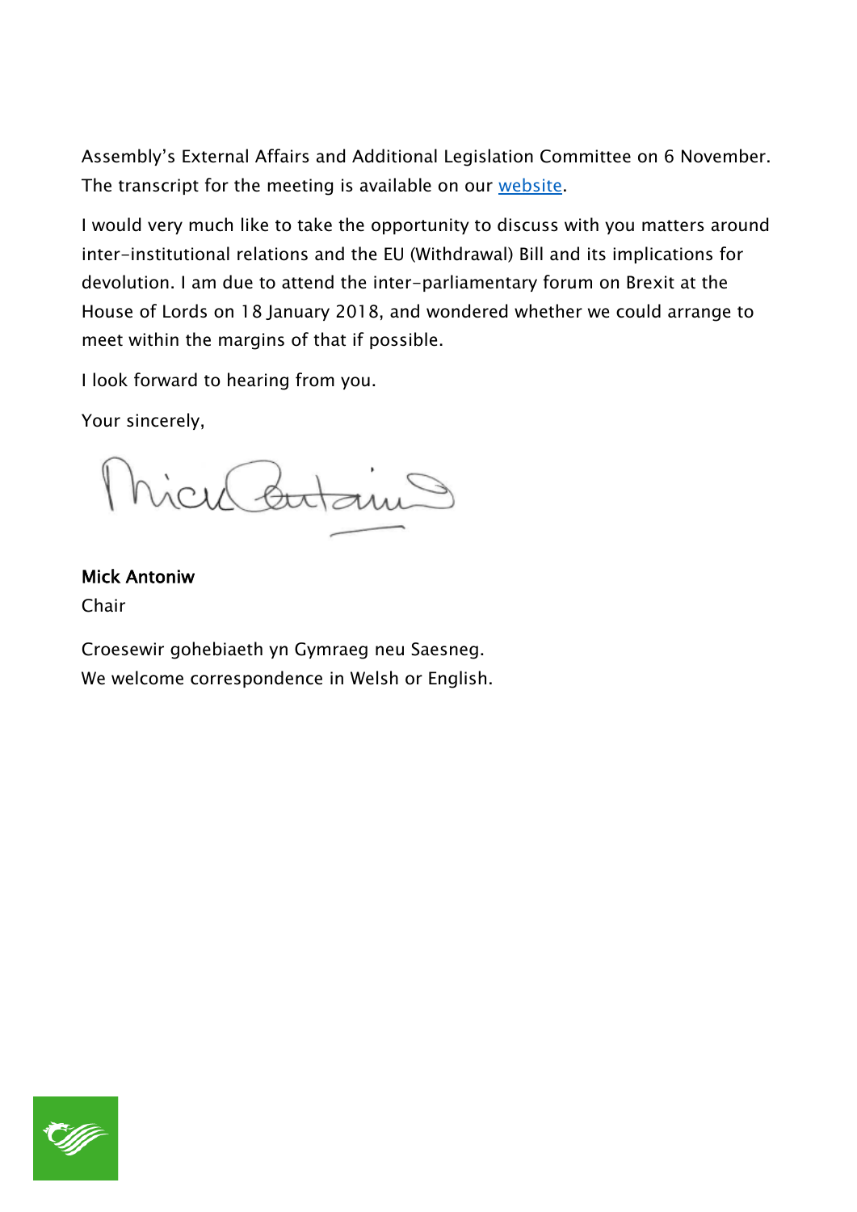Assembly's External Affairs and Additional Legislation Committee on 6 November. The transcript for the meeting is available on our website.

I would very much like to take the opportunity to discuss with you matters around inter-institutional relations and the EU (Withdrawal) Bill and its implications for devolution. I am due to attend the inter-parliamentary forum on Brexit at the House of Lords on 18 January 2018, and wondered whether we could arrange to meet within the margins of that if possible.

I look forward to hearing from you.

Your sincerely,

**Mick Antoniw**
Chair

Croesewir gohebiaeth yn Gymraeg neu Saesneg.
We welcome correspondence in Welsh or English.